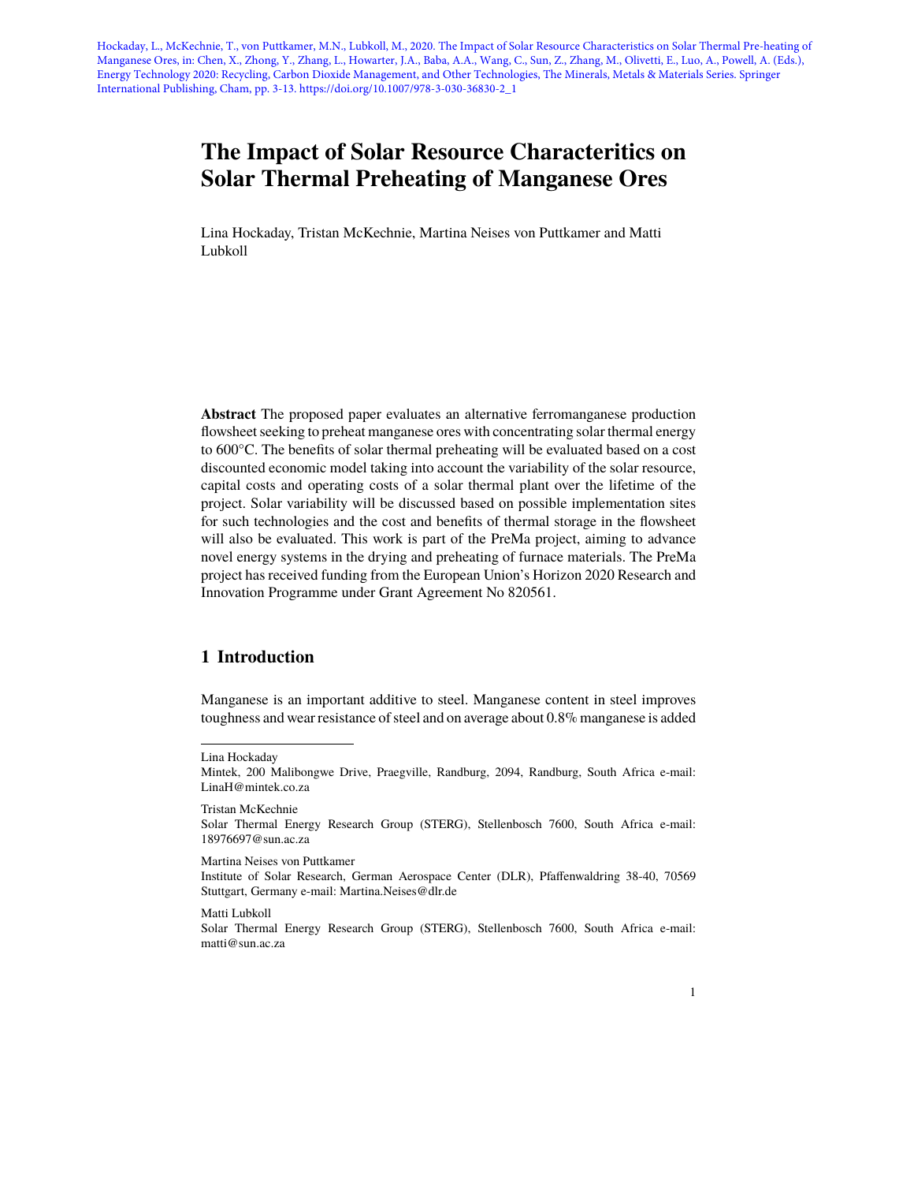Hockaday, L., McKechnie, T., von Puttkamer, M.N., Lubkoll, M., 2020. The Impact of Solar Resource Characteristics on Solar Thermal Pre-heating of Manganese Ores, in: Chen, X., Zhong, Y., Zhang, L., Howarter, J.A., Baba, A.A., Wang, C., Sun, Z., Zhang, M., Olivetti, E., Luo, A., Powell, A. (Eds.), Energy Technology 2020: Recycling, Carbon Dioxide Management, and Other Technologies, The Minerals, Metals & Materials Series. Springer International Publishing, Cham, pp. 3-13. https://doi.org/10.1007/978-3-030-36830-2_1

# The Impact of Solar Resource Characteritics on Solar Thermal Preheating of Manganese Ores

Lina Hockaday, Tristan McKechnie, Martina Neises von Puttkamer and Matti Lubkoll

**Abstract** The proposed paper evaluates an alternative ferromanganese production flowsheet seeking to preheat manganese ores with concentrating solar thermal energy to 600°C. The benefits of solar thermal preheating will be evaluated based on a cost discounted economic model taking into account the variability of the solar resource, capital costs and operating costs of a solar thermal plant over the lifetime of the project. Solar variability will be discussed based on possible implementation sites for such technologies and the cost and benefits of thermal storage in the flowsheet will also be evaluated. This work is part of the PreMa project, aiming to advance novel energy systems in the drying and preheating of furnace materials. The PreMa project has received funding from the European Union's Horizon 2020 Research and Innovation Programme under Grant Agreement No 820561.

## 1 Introduction

Manganese is an important additive to steel. Manganese content in steel improves toughness and wear resistance of steel and on average about 0.8% manganese is added

---

Lina Hockaday
Mintek, 200 Malibongwe Drive, Praegville, Randburg, 2094, Randburg, South Africa e-mail: LinaH@mintek.co.za

Tristan McKechnie
Solar Thermal Energy Research Group (STERG), Stellenbosch 7600, South Africa e-mail: 18976697@sun.ac.za

Martina Neises von Puttkamer
Institute of Solar Research, German Aerospace Center (DLR), Pfaffenwaldring 38-40, 70569 Stuttgart, Germany e-mail: Martina.Neises@dlr.de

Matti Lubkoll
Solar Thermal Energy Research Group (STERG), Stellenbosch 7600, South Africa e-mail: matti@sun.ac.za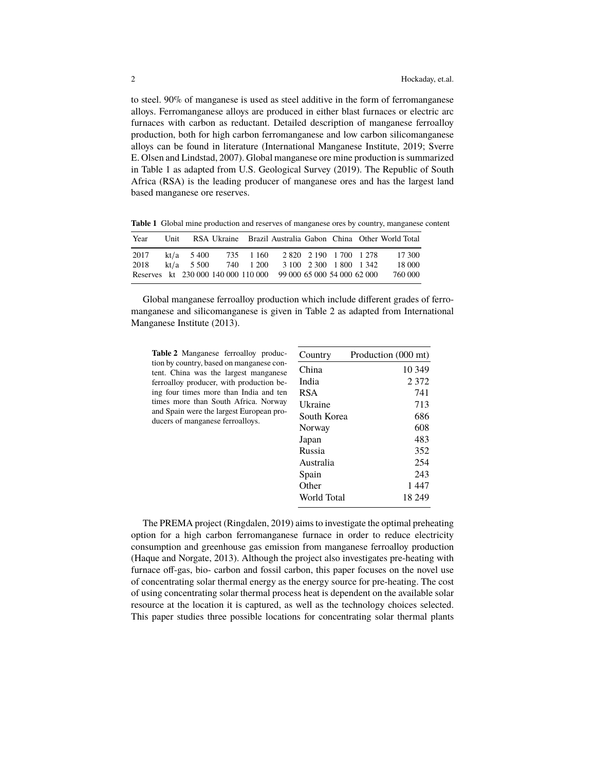to steel. 90% of manganese is used as steel additive in the form of ferromanganese alloys. Ferromanganese alloys are produced in either blast furnaces or electric arc furnaces with carbon as reductant. Detailed description of manganese ferroalloy production, both for high carbon ferromanganese and low carbon silicomanganese alloys can be found in literature (International Manganese Institute, 2019; Sverre E. Olsen and Lindstad, 2007). Global manganese ore mine production is summarized in Table 1 as adapted from U.S. Geological Survey (2019). The Republic of South Africa (RSA) is the leading producer of manganese ores and has the largest land based manganese ore reserves.

**Table 1** Global mine production and reserves of manganese ores by country, manganese content

| Year | Unit | RSA | Ukraine | Brazil | Australia | Gabon | China | Other | World Total |
|---|---|---|---|---|---|---|---|---|---|
| 2017 | kt/a | 5 400 | 735 | 1 160 | 2 820 | 2 190 | 1 700 | 1 278 | 17 300 |
| 2018 | kt/a | 5 500 | 740 | 1 200 | 3 100 | 2 300 | 1 800 | 1 342 | 18 000 |
| Reserves | kt | 230 000 | 140 000 | 110 000 | 99 000 | 65 000 | 54 000 | 62 000 | 760 000 |

Global manganese ferroalloy production which include different grades of ferromanganese and silicomanganese is given in Table 2 as adapted from International Manganese Institute (2013).

**Table 2** Manganese ferroalloy production by country, based on manganese content. China was the largest manganese ferroalloy producer, with production being four times more than India and ten times more than South Africa. Norway and Spain were the largest European producers of manganese ferroalloys.

| Country | Production (000 mt) |
|---|---|
| China | 10 349 |
| India | 2 372 |
| RSA | 741 |
| Ukraine | 713 |
| South Korea | 686 |
| Norway | 608 |
| Japan | 483 |
| Russia | 352 |
| Australia | 254 |
| Spain | 243 |
| Other | 1 447 |
| World Total | 18 249 |

The PREMA project (Ringdalen, 2019) aims to investigate the optimal preheating option for a high carbon ferromanganese furnace in order to reduce electricity consumption and greenhouse gas emission from manganese ferroalloy production (Haque and Norgate, 2013). Although the project also investigates pre-heating with furnace off-gas, bio- carbon and fossil carbon, this paper focuses on the novel use of concentrating solar thermal energy as the energy source for pre-heating. The cost of using concentrating solar thermal process heat is dependent on the available solar resource at the location it is captured, as well as the technology choices selected. This paper studies three possible locations for concentrating solar thermal plants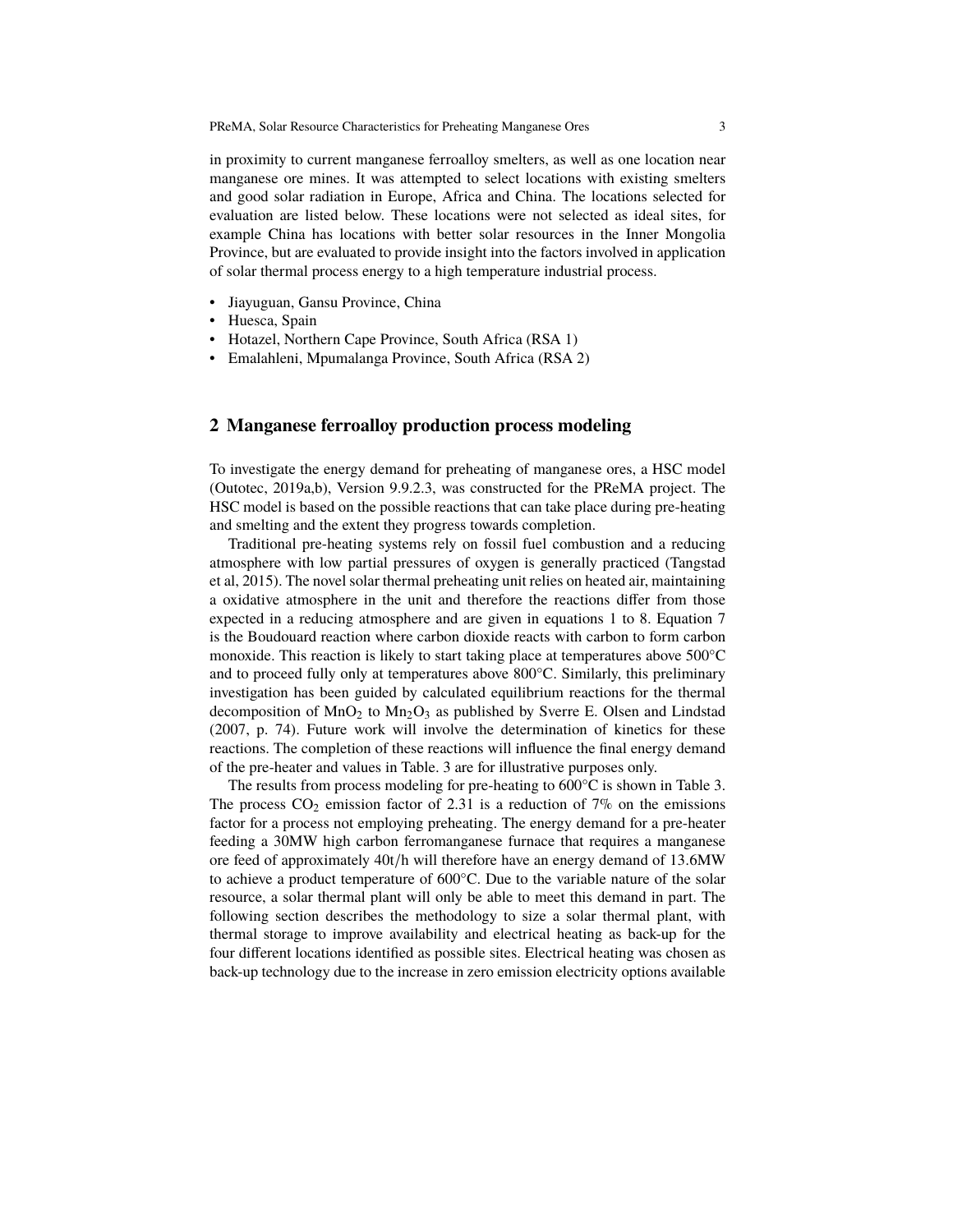in proximity to current manganese ferroalloy smelters, as well as one location near manganese ore mines. It was attempted to select locations with existing smelters and good solar radiation in Europe, Africa and China. The locations selected for evaluation are listed below. These locations were not selected as ideal sites, for example China has locations with better solar resources in the Inner Mongolia Province, but are evaluated to provide insight into the factors involved in application of solar thermal process energy to a high temperature industrial process.

- Jiayuguan, Gansu Province, China
- Huesca, Spain
- Hotazel, Northern Cape Province, South Africa (RSA 1)
- Emalahleni, Mpumalanga Province, South Africa (RSA 2)

## 2 Manganese ferroalloy production process modeling

To investigate the energy demand for preheating of manganese ores, a HSC model (Outotec, 2019a,b), Version 9.9.2.3, was constructed for the PReMA project. The HSC model is based on the possible reactions that can take place during pre-heating and smelting and the extent they progress towards completion.

Traditional pre-heating systems rely on fossil fuel combustion and a reducing atmosphere with low partial pressures of oxygen is generally practiced (Tangstad et al, 2015). The novel solar thermal preheating unit relies on heated air, maintaining a oxidative atmosphere in the unit and therefore the reactions differ from those expected in a reducing atmosphere and are given in equations 1 to 8. Equation 7 is the Boudouard reaction where carbon dioxide reacts with carbon to form carbon monoxide. This reaction is likely to start taking place at temperatures above 500°C and to proceed fully only at temperatures above 800°C. Similarly, this preliminary investigation has been guided by calculated equilibrium reactions for the thermal decomposition of $MnO_2$ to $Mn_2O_3$ as published by Sverre E. Olsen and Lindstad (2007, p. 74). Future work will involve the determination of kinetics for these reactions. The completion of these reactions will influence the final energy demand of the pre-heater and values in Table. 3 are for illustrative purposes only.

The results from process modeling for pre-heating to 600°C is shown in Table 3. The process $CO_2$ emission factor of 2.31 is a reduction of 7% on the emissions factor for a process not employing preheating. The energy demand for a pre-heater feeding a 30MW high carbon ferromanganese furnace that requires a manganese ore feed of approximately 40t/h will therefore have an energy demand of 13.6MW to achieve a product temperature of 600°C. Due to the variable nature of the solar resource, a solar thermal plant will only be able to meet this demand in part. The following section describes the methodology to size a solar thermal plant, with thermal storage to improve availability and electrical heating as back-up for the four different locations identified as possible sites. Electrical heating was chosen as back-up technology due to the increase in zero emission electricity options available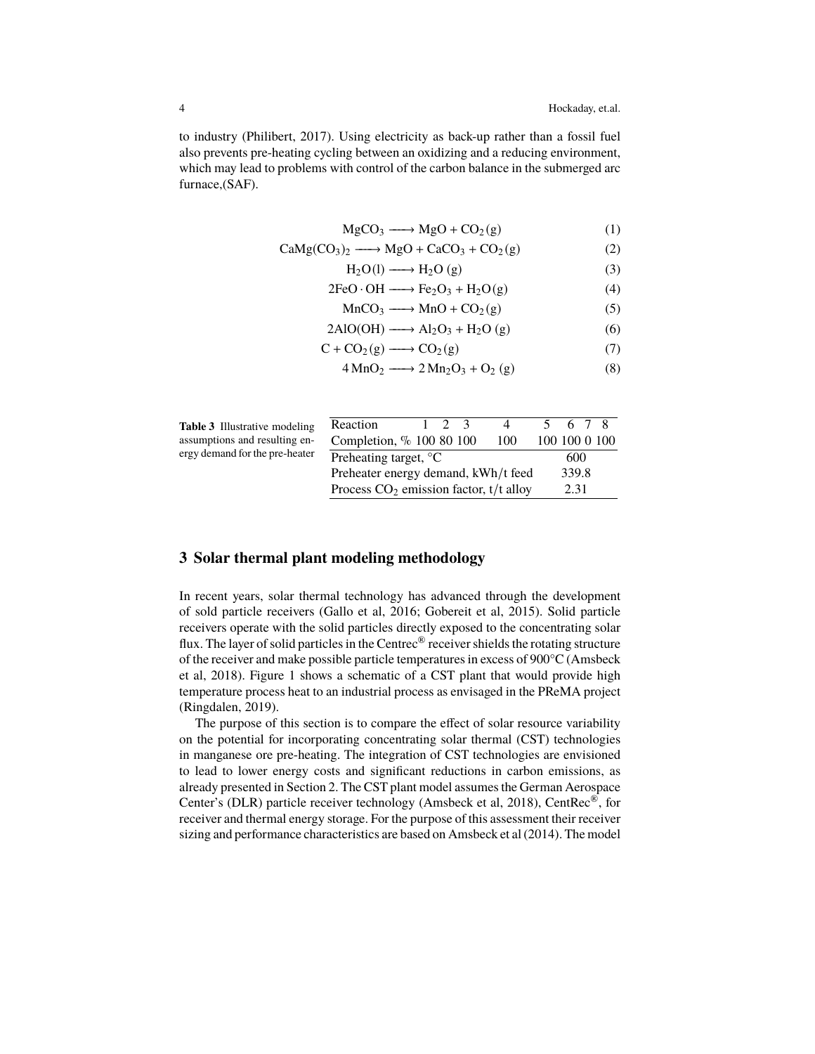to industry (Philibert, 2017). Using electricity as back-up rather than a fossil fuel also prevents pre-heating cycling between an oxidizing and a reducing environment, which may lead to problems with control of the carbon balance in the submerged arc furnace,(SAF).

$$MgCO_3 \longrightarrow MgO + CO_2(g) \tag{1}$$

$$CaMg(CO_3)_2 \longrightarrow MgO + CaCO_3 + CO_2(g) \tag{2}$$

$$H_2O(l) \longrightarrow H_2O\ (g) \tag{3}$$

$$2FeO \cdot OH \longrightarrow Fe_2O_3 + H_2O(g) \tag{4}$$

$$MnCO_3 \longrightarrow MnO + CO_2(g) \tag{5}$$

$$2AlO(OH) \longrightarrow Al_2O_3 + H_2O\ (g) \tag{6}$$

$$C + CO_2(g) \longrightarrow CO_2(g) \tag{7}$$

$$4\,MnO_2 \longrightarrow 2\,Mn_2O_3 + O_2\ (g) \tag{8}$$

**Table 3** Illustrative modeling assumptions and resulting energy demand for the pre-heater

| Reaction | 1 | 2 | 3 | 4 | 5 | 6 | 7 | 8 |
|---|---|---|---|---|---|---|---|---|
| Completion, % | 100 | 80 | 100 | 100 | 100 | 100 | 0 | 100 |
| Preheating target, °C | 600 | | | | | | | |
| Preheater energy demand, kWh/t feed | 339.8 | | | | | | | |
| Process $CO_2$ emission factor, t/t alloy | 2.31 | | | | | | | |

## 3 Solar thermal plant modeling methodology

In recent years, solar thermal technology has advanced through the development of sold particle receivers (Gallo et al, 2016; Gobereit et al, 2015). Solid particle receivers operate with the solid particles directly exposed to the concentrating solar flux. The layer of solid particles in the Centrec® receiver shields the rotating structure of the receiver and make possible particle temperatures in excess of 900°C (Amsbeck et al, 2018). Figure 1 shows a schematic of a CST plant that would provide high temperature process heat to an industrial process as envisaged in the PReMA project (Ringdalen, 2019).

The purpose of this section is to compare the effect of solar resource variability on the potential for incorporating concentrating solar thermal (CST) technologies in manganese ore pre-heating. The integration of CST technologies are envisioned to lead to lower energy costs and significant reductions in carbon emissions, as already presented in Section 2. The CST plant model assumes the German Aerospace Center's (DLR) particle receiver technology (Amsbeck et al, 2018), CentRec®, for receiver and thermal energy storage. For the purpose of this assessment their receiver sizing and performance characteristics are based on Amsbeck et al (2014). The model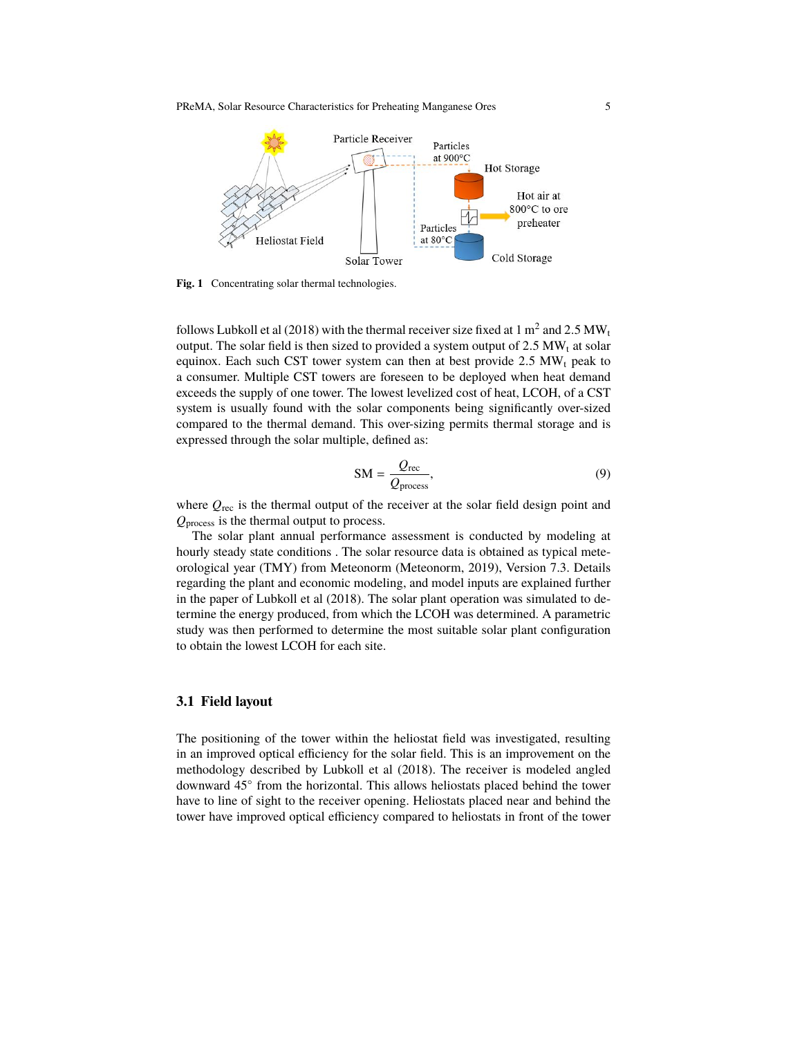Fig. 1 Concentrating solar thermal technologies.

follows Lubkoll et al (2018) with the thermal receiver size fixed at 1 $m^2$ and 2.5 $MW_t$ output. The solar field is then sized to provided a system output of 2.5 $MW_t$ at solar equinox. Each such CST tower system can then at best provide 2.5 $MW_t$ peak to a consumer. Multiple CST towers are foreseen to be deployed when heat demand exceeds the supply of one tower. The lowest levelized cost of heat, LCOH, of a CST system is usually found with the solar components being significantly over-sized compared to the thermal demand. This over-sizing permits thermal storage and is expressed through the solar multiple, defined as:

$$\mathrm{SM} = \frac{Q_{\mathrm{rec}}}{Q_{\mathrm{process}}}, \tag{9}$$

where $Q_{\mathrm{rec}}$ is the thermal output of the receiver at the solar field design point and $Q_{\mathrm{process}}$ is the thermal output to process.

The solar plant annual performance assessment is conducted by modeling at hourly steady state conditions . The solar resource data is obtained as typical meteorological year (TMY) from Meteonorm (Meteonorm, 2019), Version 7.3. Details regarding the plant and economic modeling, and model inputs are explained further in the paper of Lubkoll et al (2018). The solar plant operation was simulated to determine the energy produced, from which the LCOH was determined. A parametric study was then performed to determine the most suitable solar plant configuration to obtain the lowest LCOH for each site.

### 3.1 Field layout

The positioning of the tower within the heliostat field was investigated, resulting in an improved optical efficiency for the solar field. This is an improvement on the methodology described by Lubkoll et al (2018). The receiver is modeled angled downward 45° from the horizontal. This allows heliostats placed behind the tower have to line of sight to the receiver opening. Heliostats placed near and behind the tower have improved optical efficiency compared to heliostats in front of the tower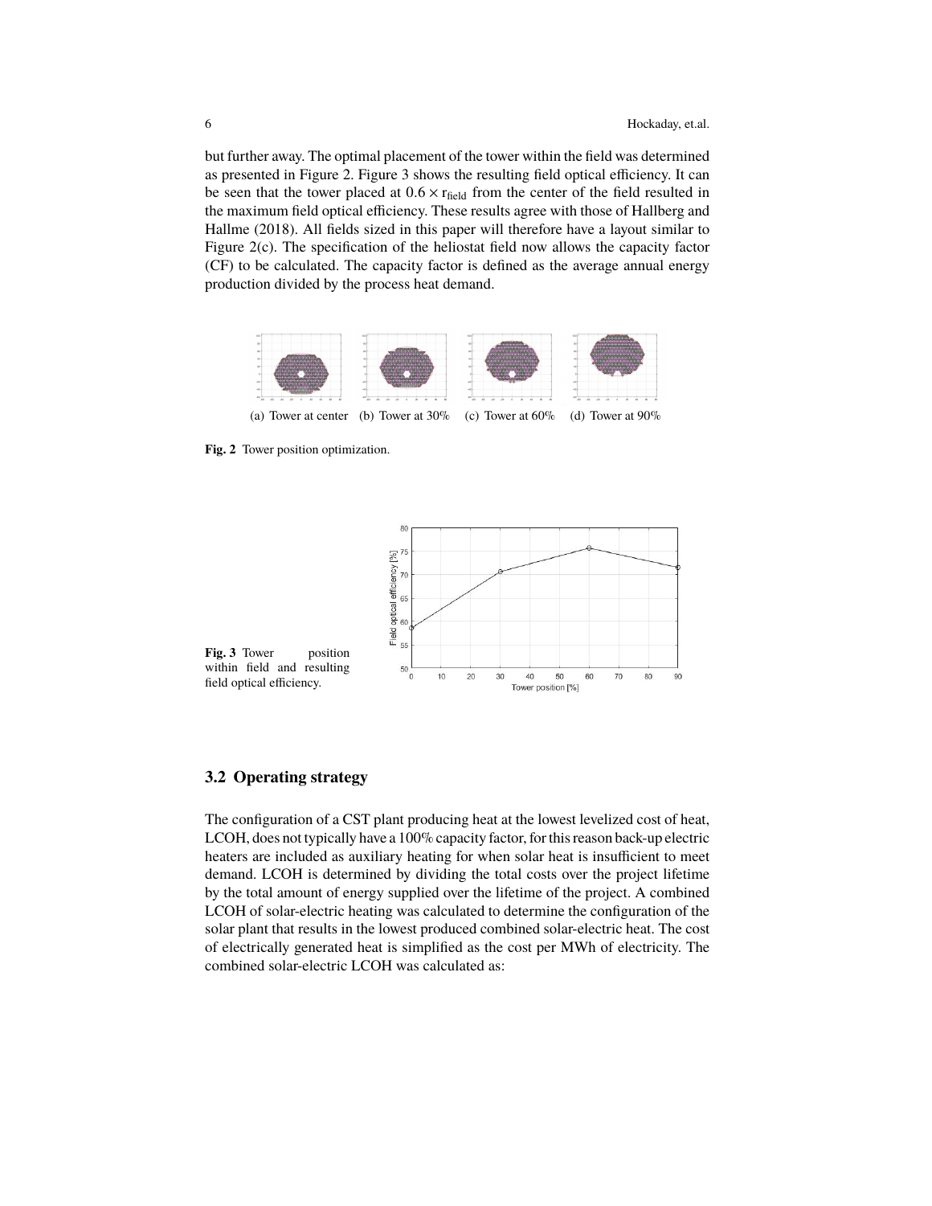but further away. The optimal placement of the tower within the field was determined as presented in Figure 2. Figure 3 shows the resulting field optical efficiency. It can be seen that the tower placed at $0.6 \times r_{field}$ from the center of the field resulted in the maximum field optical efficiency. These results agree with those of Hallberg and Hallme (2018). All fields sized in this paper will therefore have a layout similar to Figure 2(c). The specification of the heliostat field now allows the capacity factor (CF) to be calculated. The capacity factor is defined as the average annual energy production divided by the process heat demand.

(a) Tower at center (b) Tower at 30% (c) Tower at 60% (d) Tower at 90%

**Fig. 2** Tower position optimization.

**Fig. 3** Tower position within field and resulting field optical efficiency.

## 3.2 Operating strategy

The configuration of a CST plant producing heat at the lowest levelized cost of heat, LCOH, does not typically have a 100% capacity factor, for this reason back-up electric heaters are included as auxiliary heating for when solar heat is insufficient to meet demand. LCOH is determined by dividing the total costs over the project lifetime by the total amount of energy supplied over the lifetime of the project. A combined LCOH of solar-electric heating was calculated to determine the configuration of the solar plant that results in the lowest produced combined solar-electric heat. The cost of electrically generated heat is simplified as the cost per MWh of electricity. The combined solar-electric LCOH was calculated as: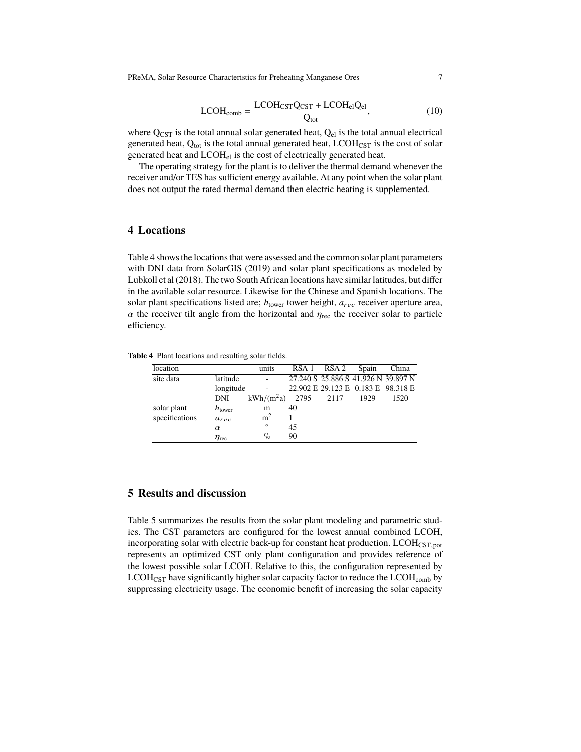$$
\mathrm{LCOH_{comb}} = \frac{\mathrm{LCOH_{CST}Q_{CST}} + \mathrm{LCOH_{el}Q_{el}}}{\mathrm{Q_{tot}}}, \tag{10}
$$

where $\mathrm{Q_{CST}}$ is the total annual solar generated heat, $\mathrm{Q_{el}}$ is the total annual electrical generated heat, $\mathrm{Q_{tot}}$ is the total annual generated heat, $\mathrm{LCOH_{CST}}$ is the cost of solar generated heat and $\mathrm{LCOH_{el}}$ is the cost of electrically generated heat.

The operating strategy for the plant is to deliver the thermal demand whenever the receiver and/or TES has sufficient energy available. At any point when the solar plant does not output the rated thermal demand then electric heating is supplemented.

## 4 Locations

Table 4 shows the locations that were assessed and the common solar plant parameters with DNI data from SolarGIS (2019) and solar plant specifications as modeled by Lubkoll et al (2018). The two South African locations have similar latitudes, but differ in the available solar resource. Likewise for the Chinese and Spanish locations. The solar plant specifications listed are; $h_{\mathrm{tower}}$ tower height, $a_{rec}$ receiver aperture area, $\alpha$ the receiver tilt angle from the horizontal and $\eta_{\mathrm{rec}}$ the receiver solar to particle efficiency.

**Table 4** Plant locations and resulting solar fields.

| location | | units | RSA 1 | RSA 2 | Spain | China |
|---|---|---|---|---|---|---|
| site data | latitude | - | 27.240 S | 25.886 S | 41.926 N | 39.897 N |
| | longitude | - | 22.902 E | 29.123 E | 0.183 E | 98.318 E |
| | DNI | kWh/(m$^2$a) | 2795 | 2117 | 1929 | 1520 |
| solar plant specifications | $h_{\mathrm{tower}}$ | m | 40 | | | |
| | $a_{rec}$ | m$^2$ | 1 | | | |
| | $\alpha$ | ° | 45 | | | |
| | $\eta_{\mathrm{rec}}$ | % | 90 | | | |

## 5 Results and discussion

Table 5 summarizes the results from the solar plant modeling and parametric studies. The CST parameters are configured for the lowest annual combined LCOH, incorporating solar with electric back-up for constant heat production. $\mathrm{LCOH_{CST,pot}}$ represents an optimized CST only plant configuration and provides reference of the lowest possible solar LCOH. Relative to this, the configuration represented by $\mathrm{LCOH_{CST}}$ have significantly higher solar capacity factor to reduce the $\mathrm{LCOH_{comb}}$ by suppressing electricity usage. The economic benefit of increasing the solar capacity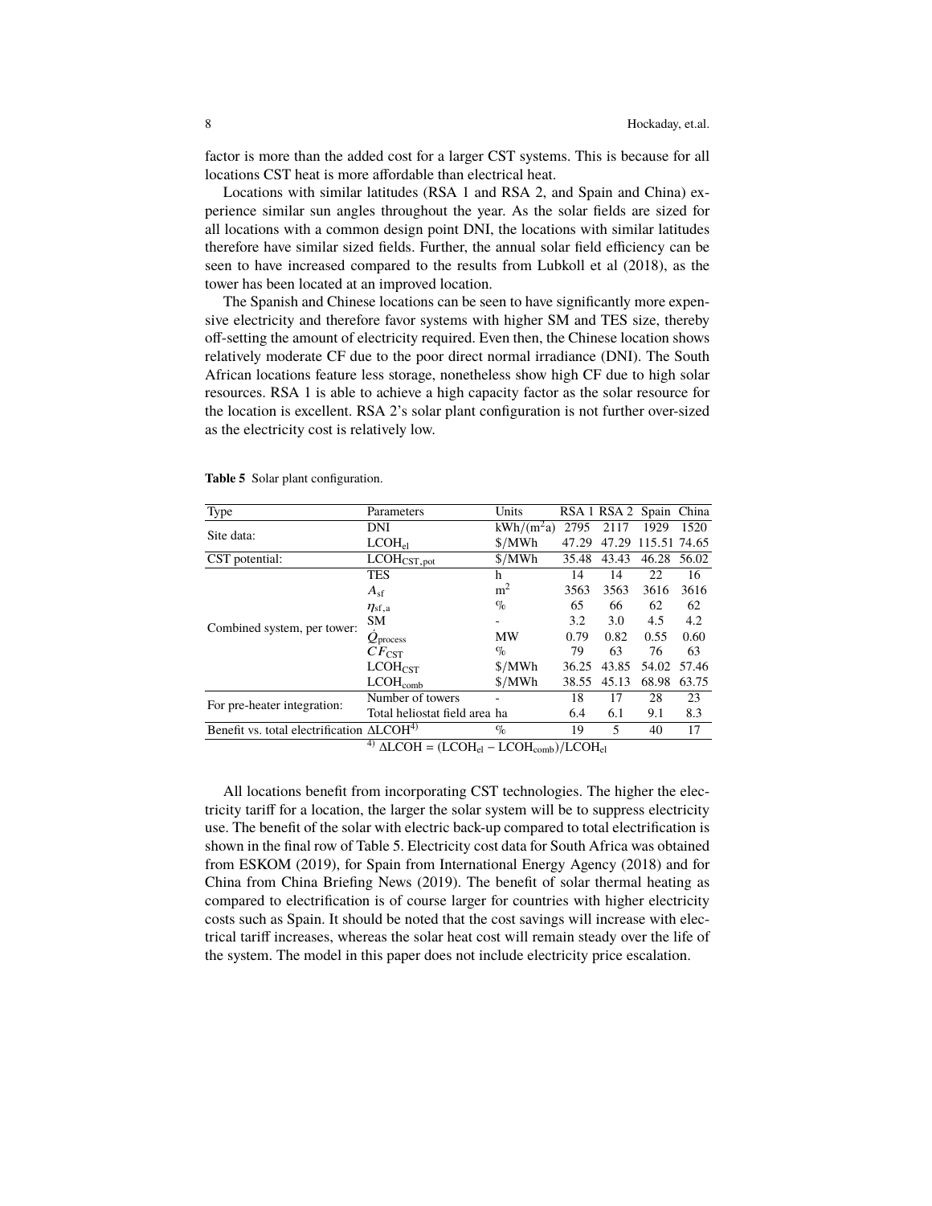factor is more than the added cost for a larger CST systems. This is because for all locations CST heat is more affordable than electrical heat.

Locations with similar latitudes (RSA 1 and RSA 2, and Spain and China) experience similar sun angles throughout the year. As the solar fields are sized for all locations with a common design point DNI, the locations with similar latitudes therefore have similar sized fields. Further, the annual solar field efficiency can be seen to have increased compared to the results from Lubkoll et al (2018), as the tower has been located at an improved location.

The Spanish and Chinese locations can be seen to have significantly more expensive electricity and therefore favor systems with higher SM and TES size, thereby off-setting the amount of electricity required. Even then, the Chinese location shows relatively moderate CF due to the poor direct normal irradiance (DNI). The South African locations feature less storage, nonetheless show high CF due to high solar resources. RSA 1 is able to achieve a high capacity factor as the solar resource for the location is excellent. RSA 2's solar plant configuration is not further over-sized as the electricity cost is relatively low.

**Table 5** Solar plant configuration.

| Type | Parameters | Units | RSA 1 | RSA 2 | Spain | China |
|---|---|---|---|---|---|---|
| Site data: | DNI | $kWh/(m^2a)$ | 2795 | 2117 | 1929 | 1520 |
| | $LCOH_{el}$ | \$/MWh | 47.29 | 47.29 | 115.51 | 74.65 |
| CST potential: | $LCOH_{CST,pot}$ | \$/MWh | 35.48 | 43.43 | 46.28 | 56.02 |
| Combined system, per tower: | TES | h | 14 | 14 | 22 | 16 |
| | $A_{sf}$ | $m^2$ | 3563 | 3563 | 3616 | 3616 |
| | $\eta_{sf,a}$ | % | 65 | 66 | 62 | 62 |
| | SM | - | 3.2 | 3.0 | 4.5 | 4.2 |
| | $\dot{Q}_{process}$ | MW | 0.79 | 0.82 | 0.55 | 0.60 |
| | $CF_{CST}$ | % | 79 | 63 | 76 | 63 |
| | $LCOH_{CST}$ | \$/MWh | 36.25 | 43.85 | 54.02 | 57.46 |
| | $LCOH_{comb}$ | \$/MWh | 38.55 | 45.13 | 68.98 | 63.75 |
| For pre-heater integration: | Number of towers | - | 18 | 17 | 28 | 23 |
| | Total heliostat field area | ha | 6.4 | 6.1 | 9.1 | 8.3 |
| Benefit vs. total electrification | $\Delta LCOH^{4)}$ | % | 19 | 5 | 40 | 17 |

4) $\Delta LCOH = (LCOH_{el} - LCOH_{comb})/LCOH_{el}$

All locations benefit from incorporating CST technologies. The higher the electricity tariff for a location, the larger the solar system will be to suppress electricity use. The benefit of the solar with electric back-up compared to total electrification is shown in the final row of Table 5. Electricity cost data for South Africa was obtained from ESKOM (2019), for Spain from International Energy Agency (2018) and for China from China Briefing News (2019). The benefit of solar thermal heating as compared to electrification is of course larger for countries with higher electricity costs such as Spain. It should be noted that the cost savings will increase with electrical tariff increases, whereas the solar heat cost will remain steady over the life of the system. The model in this paper does not include electricity price escalation.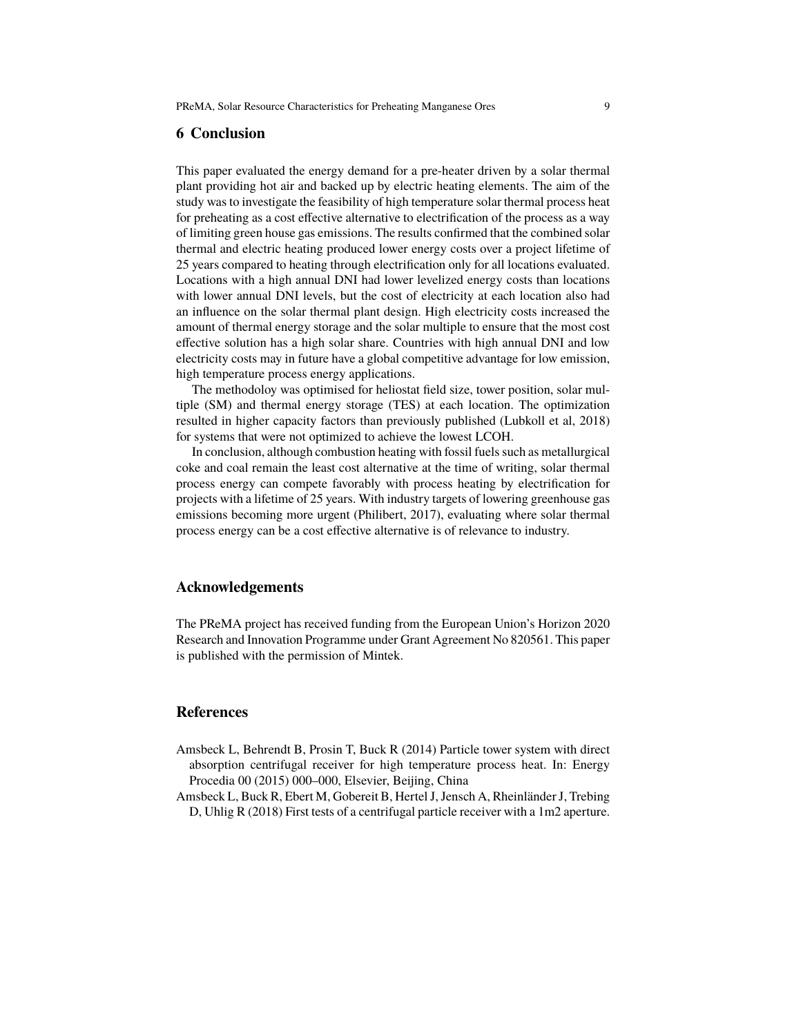## 6 Conclusion

This paper evaluated the energy demand for a pre-heater driven by a solar thermal plant providing hot air and backed up by electric heating elements. The aim of the study was to investigate the feasibility of high temperature solar thermal process heat for preheating as a cost effective alternative to electrification of the process as a way of limiting green house gas emissions. The results confirmed that the combined solar thermal and electric heating produced lower energy costs over a project lifetime of 25 years compared to heating through electrification only for all locations evaluated. Locations with a high annual DNI had lower levelized energy costs than locations with lower annual DNI levels, but the cost of electricity at each location also had an influence on the solar thermal plant design. High electricity costs increased the amount of thermal energy storage and the solar multiple to ensure that the most cost effective solution has a high solar share. Countries with high annual DNI and low electricity costs may in future have a global competitive advantage for low emission, high temperature process energy applications.

The methodoloy was optimised for heliostat field size, tower position, solar multiple (SM) and thermal energy storage (TES) at each location. The optimization resulted in higher capacity factors than previously published (Lubkoll et al, 2018) for systems that were not optimized to achieve the lowest LCOH.

In conclusion, although combustion heating with fossil fuels such as metallurgical coke and coal remain the least cost alternative at the time of writing, solar thermal process energy can compete favorably with process heating by electrification for projects with a lifetime of 25 years. With industry targets of lowering greenhouse gas emissions becoming more urgent (Philibert, 2017), evaluating where solar thermal process energy can be a cost effective alternative is of relevance to industry.

## Acknowledgements

The PReMA project has received funding from the European Union's Horizon 2020 Research and Innovation Programme under Grant Agreement No 820561. This paper is published with the permission of Mintek.

## References

Amsbeck L, Behrendt B, Prosin T, Buck R (2014) Particle tower system with direct absorption centrifugal receiver for high temperature process heat. In: Energy Procedia 00 (2015) 000–000, Elsevier, Beijing, China

Amsbeck L, Buck R, Ebert M, Gobereit B, Hertel J, Jensch A, Rheinländer J, Trebing D, Uhlig R (2018) First tests of a centrifugal particle receiver with a 1m2 aperture.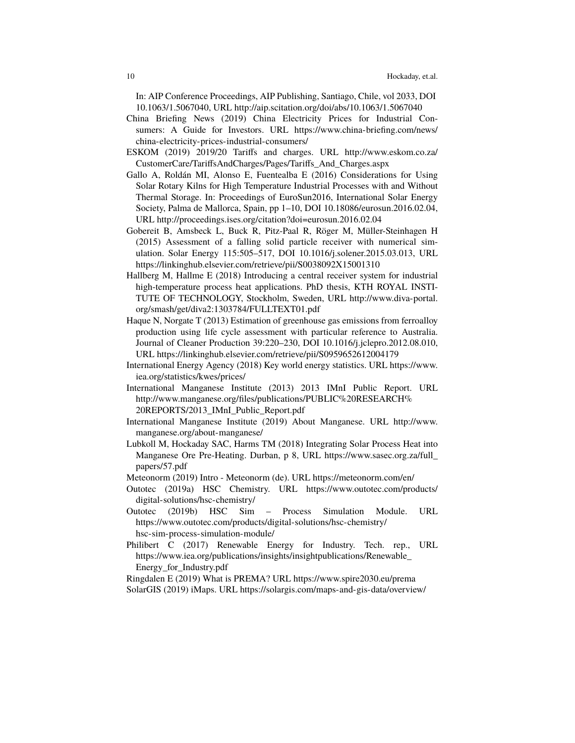In: AIP Conference Proceedings, AIP Publishing, Santiago, Chile, vol 2033, DOI 10.1063/1.5067040, URL http://aip.scitation.org/doi/abs/10.1063/1.5067040

China Briefing News (2019) China Electricity Prices for Industrial Consumers: A Guide for Investors. URL https://www.china-briefing.com/news/china-electricity-prices-industrial-consumers/

ESKOM (2019) 2019/20 Tariffs and charges. URL http://www.eskom.co.za/CustomerCare/TariffsAndCharges/Pages/Tariffs_And_Charges.aspx

Gallo A, Roldán MI, Alonso E, Fuentealba E (2016) Considerations for Using Solar Rotary Kilns for High Temperature Industrial Processes with and Without Thermal Storage. In: Proceedings of EuroSun2016, International Solar Energy Society, Palma de Mallorca, Spain, pp 1–10, DOI 10.18086/eurosun.2016.02.04, URL http://proceedings.ises.org/citation?doi=eurosun.2016.02.04

Gobereit B, Amsbeck L, Buck R, Pitz-Paal R, Röger M, Müller-Steinhagen H (2015) Assessment of a falling solid particle receiver with numerical simulation. Solar Energy 115:505–517, DOI 10.1016/j.solener.2015.03.013, URL https://linkinghub.elsevier.com/retrieve/pii/S0038092X15001310

Hallberg M, Hallme E (2018) Introducing a central receiver system for industrial high-temperature process heat applications. PhD thesis, KTH ROYAL INSTITUTE OF TECHNOLOGY, Stockholm, Sweden, URL http://www.diva-portal.org/smash/get/diva2:1303784/FULLTEXT01.pdf

Haque N, Norgate T (2013) Estimation of greenhouse gas emissions from ferroalloy production using life cycle assessment with particular reference to Australia. Journal of Cleaner Production 39:220–230, DOI 10.1016/j.jclepro.2012.08.010, URL https://linkinghub.elsevier.com/retrieve/pii/S0959652612004179

International Energy Agency (2018) Key world energy statistics. URL https://www.iea.org/statistics/kwes/prices/

International Manganese Institute (2013) 2013 IMnI Public Report. URL http://www.manganese.org/files/publications/PUBLIC%20RESEARCH%20REPORTS/2013_IMnI_Public_Report.pdf

International Manganese Institute (2019) About Manganese. URL http://www.manganese.org/about-manganese/

Lubkoll M, Hockaday SAC, Harms TM (2018) Integrating Solar Process Heat into Manganese Ore Pre-Heating. Durban, p 8, URL https://www.sasec.org.za/full_papers/57.pdf

Meteonorm (2019) Intro - Meteonorm (de). URL https://meteonorm.com/en/

Outotec (2019a) HSC Chemistry. URL https://www.outotec.com/products/digital-solutions/hsc-chemistry/

Outotec (2019b) HSC Sim – Process Simulation Module. URL https://www.outotec.com/products/digital-solutions/hsc-chemistry/hsc-sim-process-simulation-module/

Philibert C (2017) Renewable Energy for Industry. Tech. rep., URL https://www.iea.org/publications/insights/insightpublications/Renewable_Energy_for_Industry.pdf

Ringdalen E (2019) What is PREMA? URL https://www.spire2030.eu/prema

SolarGIS (2019) iMaps. URL https://solargis.com/maps-and-gis-data/overview/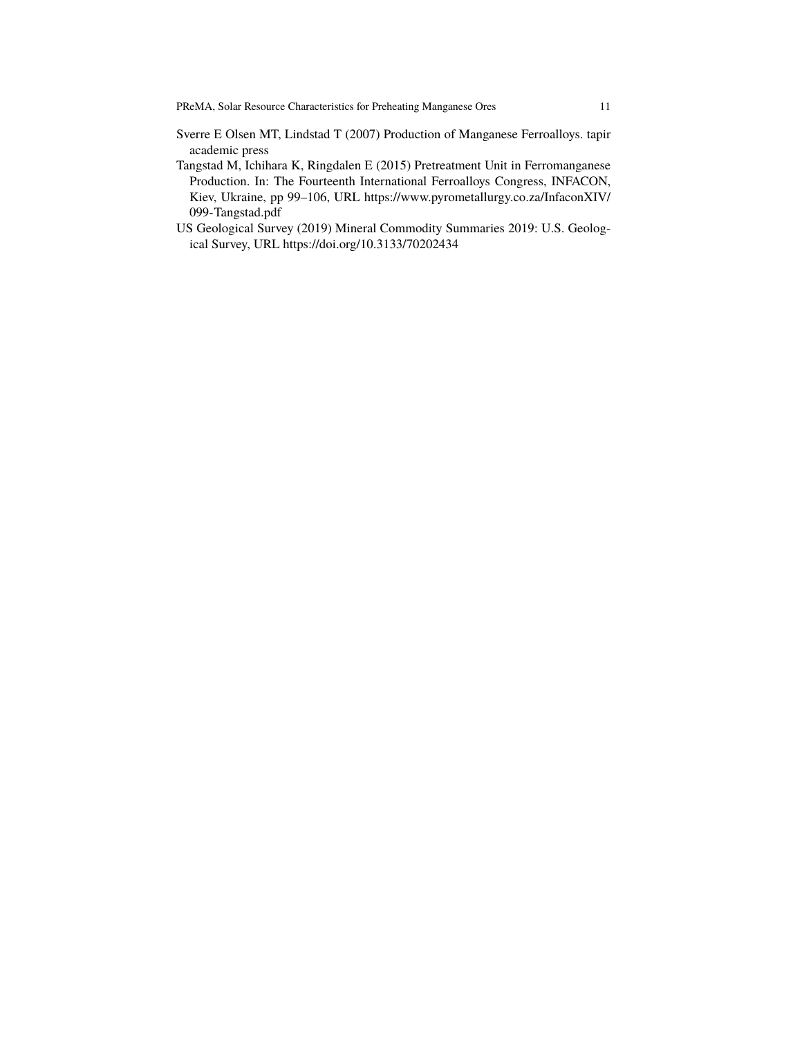Sverre E Olsen MT, Lindstad T (2007) Production of Manganese Ferroalloys. tapir academic press

Tangstad M, Ichihara K, Ringdalen E (2015) Pretreatment Unit in Ferromanganese Production. In: The Fourteenth International Ferroalloys Congress, INFACON, Kiev, Ukraine, pp 99–106, URL https://www.pyrometallurgy.co.za/InfaconXIV/099-Tangstad.pdf

US Geological Survey (2019) Mineral Commodity Summaries 2019: U.S. Geological Survey, URL https://doi.org/10.3133/70202434